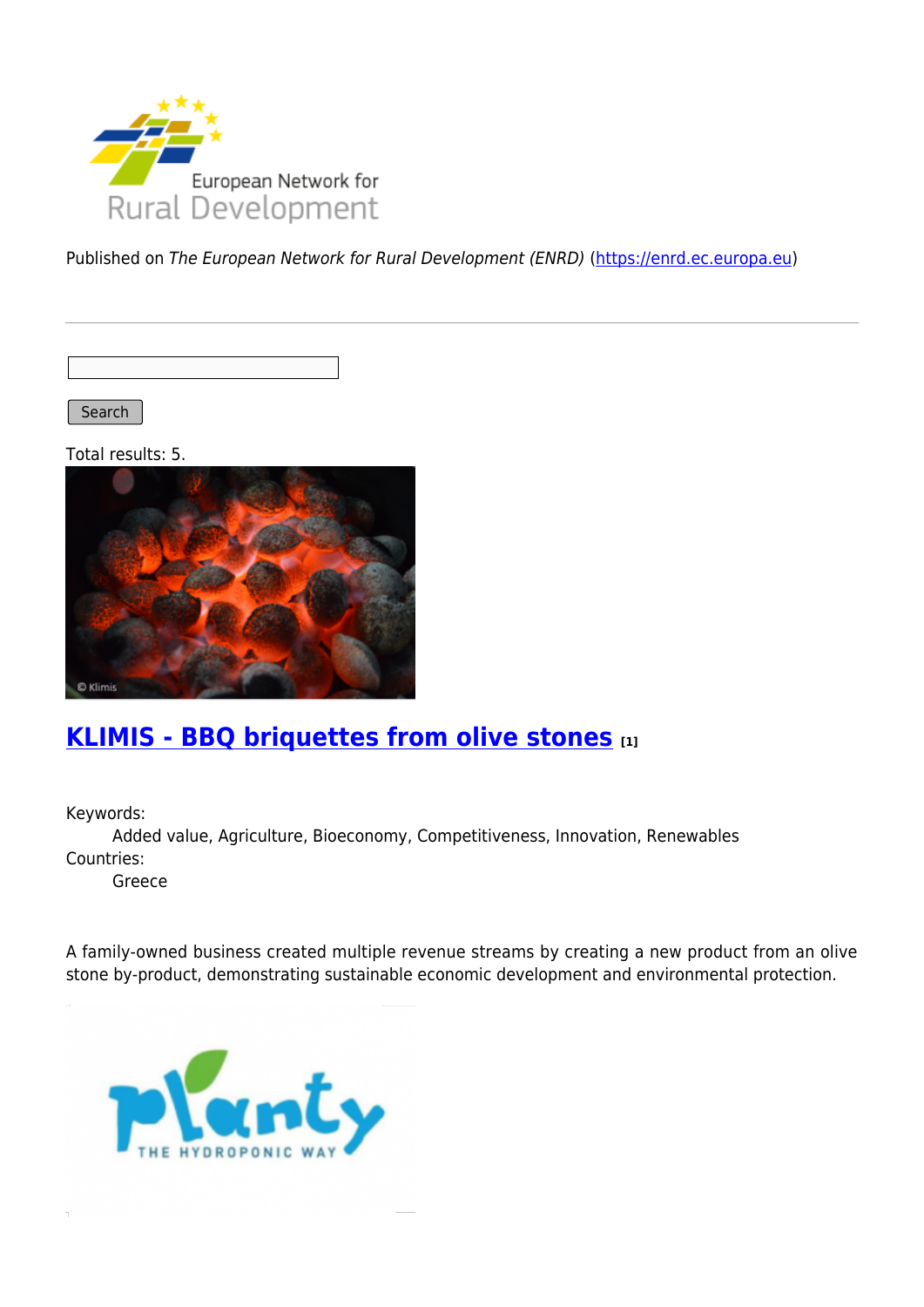Published on *The European Network for Rural Development (ENRD)* (https://enrd.ec.europa.eu)

Search

Total results: 5.

## KLIMIS - BBQ briquettes from olive stones [1]

Keywords:
Added value, Agriculture, Bioeconomy, Competitiveness, Innovation, Renewables

Countries:
Greece

A family-owned business created multiple revenue streams by creating a new product from an olive stone by-product, demonstrating sustainable economic development and environmental protection.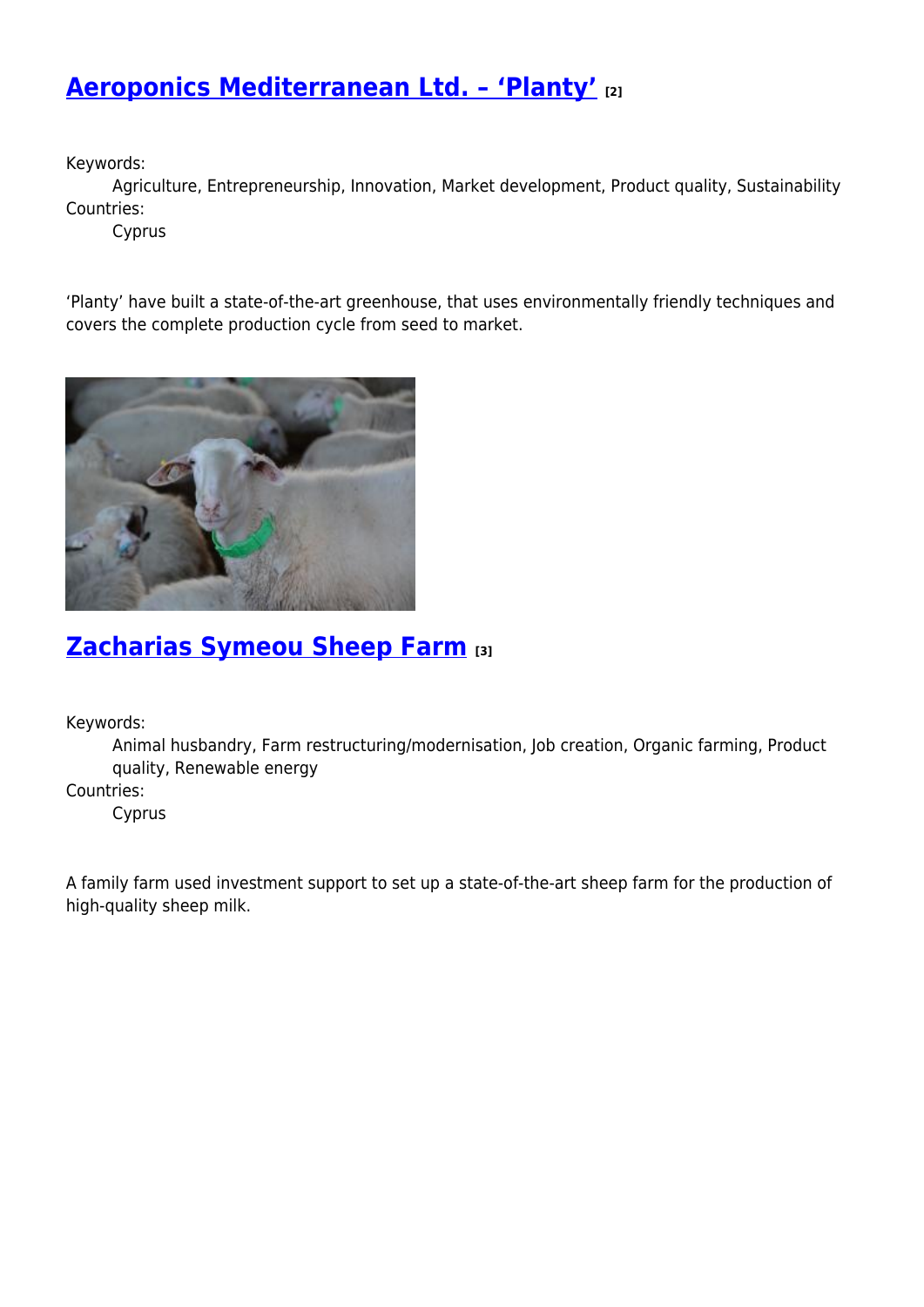## [Aeroponics Mediterranean Ltd. – ‘Planty’](#) [2]

Keywords:
: Agriculture, Entrepreneurship, Innovation, Market development, Product quality, Sustainability

Countries:
: Cyprus

‘Planty’ have built a state-of-the-art greenhouse, that uses environmentally friendly techniques and covers the complete production cycle from seed to market.

## [Zacharias Symeou Sheep Farm](#) [3]

Keywords:
: Animal husbandry, Farm restructuring/modernisation, Job creation, Organic farming, Product quality, Renewable energy

Countries:
: Cyprus

A family farm used investment support to set up a state-of-the-art sheep farm for the production of high-quality sheep milk.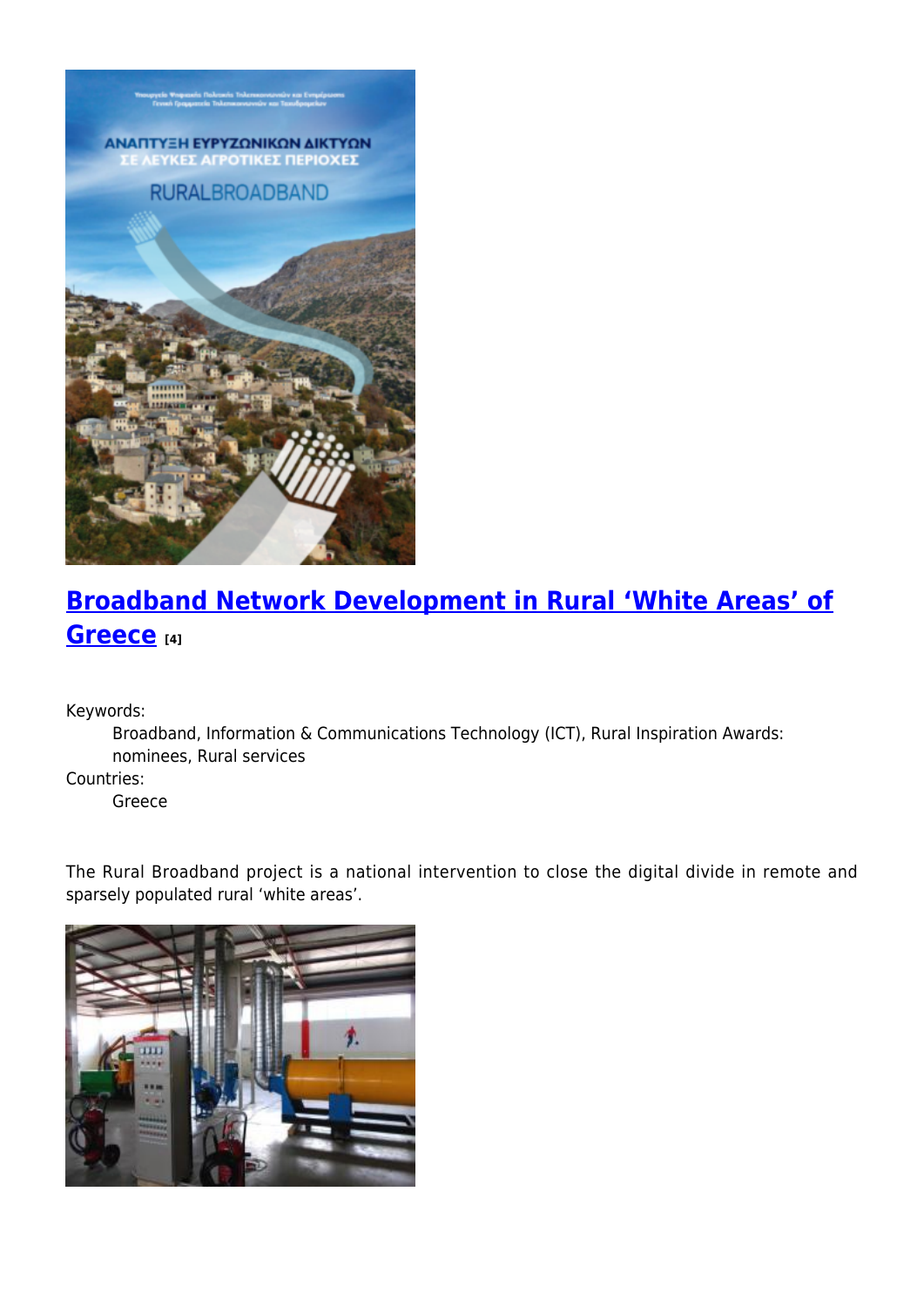## Broadband Network Development in Rural 'White Areas' of Greece [4]

Keywords:
: Broadband, Information & Communications Technology (ICT), Rural Inspiration Awards: nominees, Rural services

Countries:
: Greece

The Rural Broadband project is a national intervention to close the digital divide in remote and sparsely populated rural 'white areas'.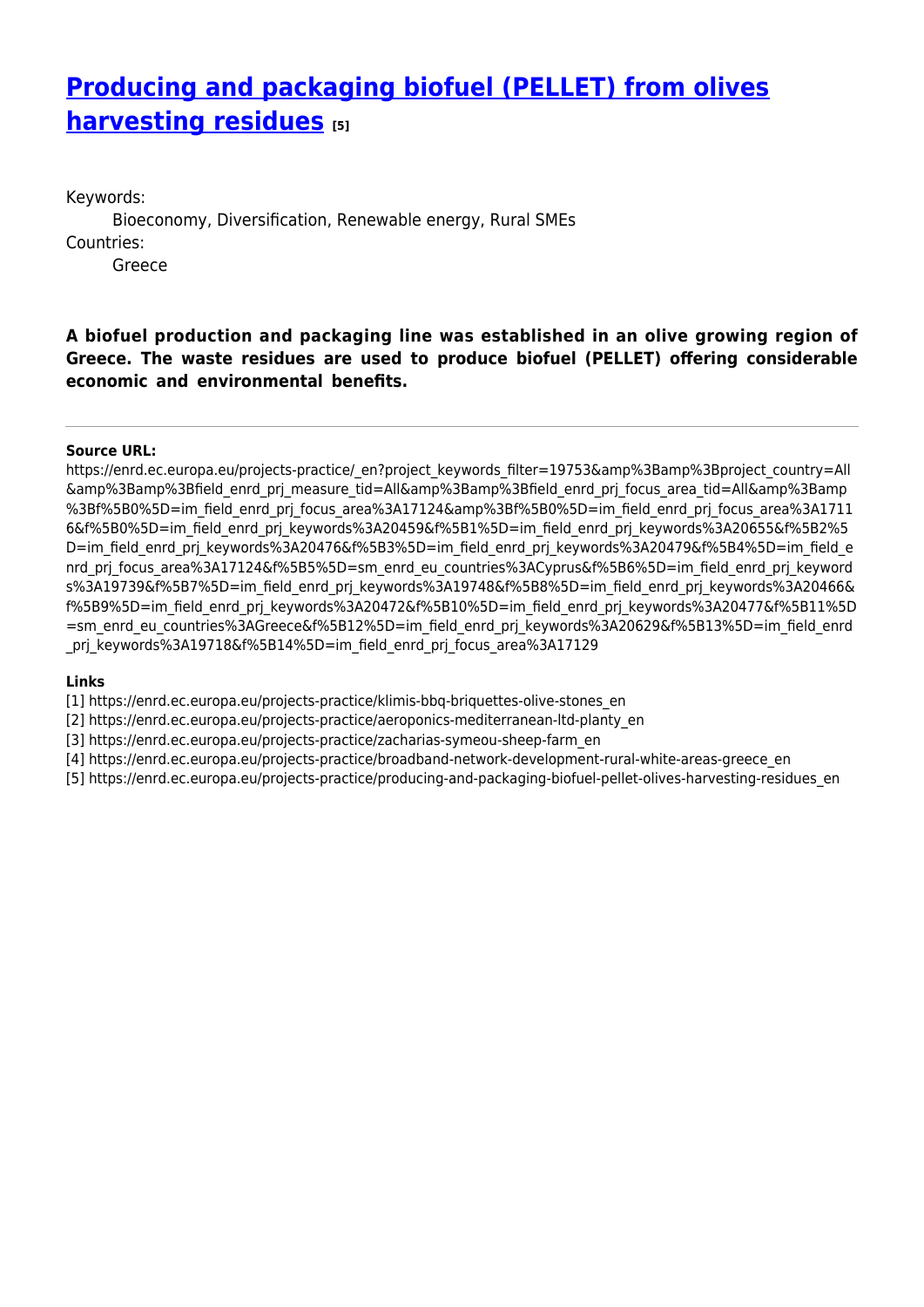## [Producing and packaging biofuel (PELLET) from olives harvesting residues](https://enrd.ec.europa.eu/projects-practice/producing-and-packaging-biofuel-pellet-olives-harvesting-residues_en) [5]

Keywords:

Bioeconomy, Diversification, Renewable energy, Rural SMEs

Countries:

Greece

**A biofuel production and packaging line was established in an olive growing region of Greece. The waste residues are used to produce biofuel (PELLET) offering considerable economic and environmental benefits.**

---

**Source URL:**
https://enrd.ec.europa.eu/projects-practice/_en?project_keywords_filter=19753&amp%3Bamp%3Bproject_country=All&amp%3Bamp%3Bfield_enrd_prj_measure_tid=All&amp%3Bamp%3Bfield_enrd_prj_focus_area_tid=All&amp%3Bamp%3Bf%5B0%5D=im_field_enrd_prj_focus_area%3A17124&amp%3Bf%5B0%5D=im_field_enrd_prj_focus_area%3A17116&f%5B0%5D=im_field_enrd_prj_keywords%3A20459&f%5B1%5D=im_field_enrd_prj_keywords%3A20655&f%5B2%5D=im_field_enrd_prj_keywords%3A20476&f%5B3%5D=im_field_enrd_prj_keywords%3A20479&f%5B4%5D=im_field_enrd_prj_focus_area%3A17124&f%5B5%5D=sm_enrd_eu_countries%3ACyprus&f%5B6%5D=im_field_enrd_prj_keywords%3A19739&f%5B7%5D=im_field_enrd_prj_keywords%3A19748&f%5B8%5D=im_field_enrd_prj_keywords%3A20466&f%5B9%5D=im_field_enrd_prj_keywords%3A20472&f%5B10%5D=im_field_enrd_prj_keywords%3A20477&f%5B11%5D=sm_enrd_eu_countries%3AGreece&f%5B12%5D=im_field_enrd_prj_keywords%3A20629&f%5B13%5D=im_field_enrd_prj_keywords%3A19718&f%5B14%5D=im_field_enrd_prj_focus_area%3A17129

**Links**

[1] https://enrd.ec.europa.eu/projects-practice/klimis-bbq-briquettes-olive-stones_en
[2] https://enrd.ec.europa.eu/projects-practice/aeroponics-mediterranean-ltd-planty_en
[3] https://enrd.ec.europa.eu/projects-practice/zacharias-symeou-sheep-farm_en
[4] https://enrd.ec.europa.eu/projects-practice/broadband-network-development-rural-white-areas-greece_en
[5] https://enrd.ec.europa.eu/projects-practice/producing-and-packaging-biofuel-pellet-olives-harvesting-residues_en